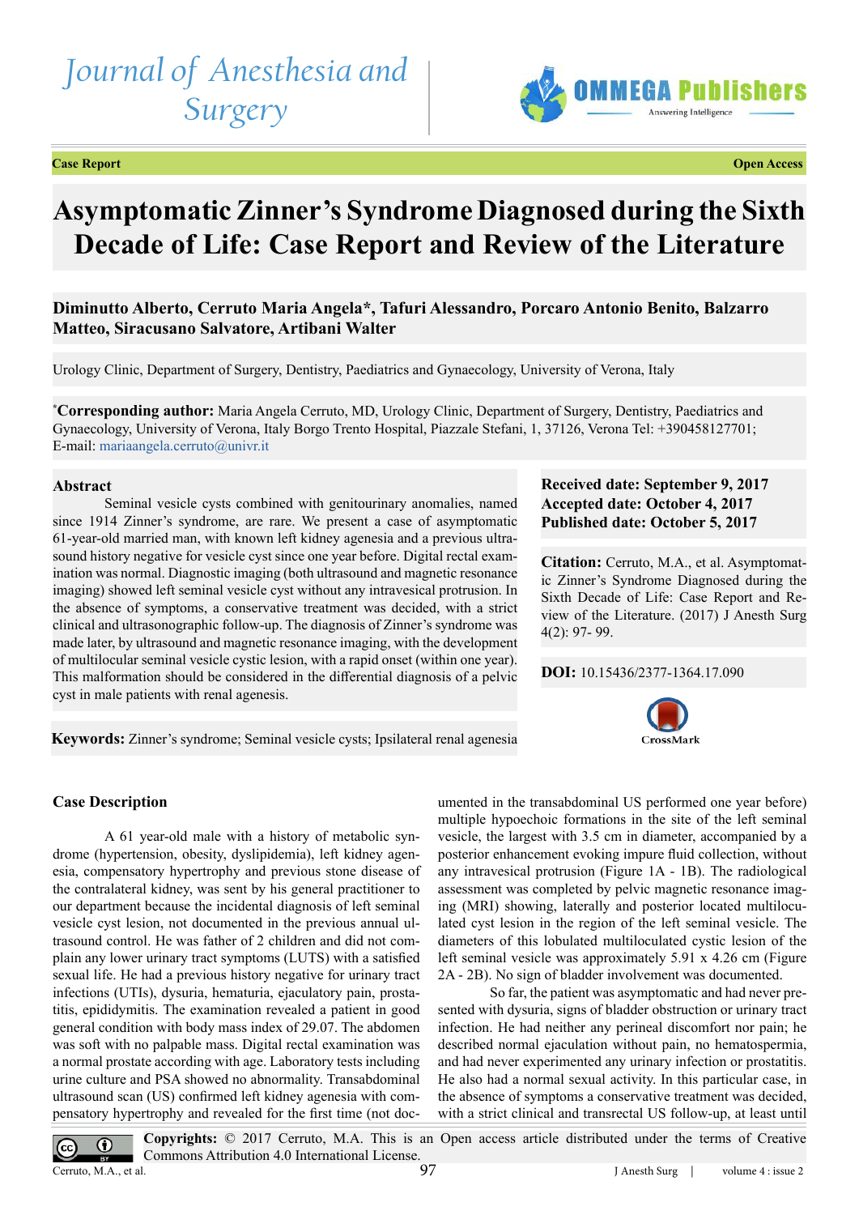Journal of Anesthesia and Surgery

OMMEGA Publishers

**Case Report** **Open Access**

# Asymptomatic Zinner's Syndrome Diagnosed during the Sixth Decade of Life: Case Report and Review of the Literature

**Diminutto Alberto, Cerruto Maria Angela*, Tafuri Alessandro, Porcaro Antonio Benito, Balzarro Matteo, Siracusano Salvatore, Artibani Walter**

Urology Clinic, Department of Surgery, Dentistry, Paediatrics and Gynaecology, University of Verona, Italy

***Corresponding author:** Maria Angela Cerruto, MD, Urology Clinic, Department of Surgery, Dentistry, Paediatrics and Gynaecology, University of Verona, Italy Borgo Trento Hospital, Piazzale Stefani, 1, 37126, Verona Tel: +390458127701; E-mail: mariaangela.cerruto@univr.it

## Abstract

Seminal vesicle cysts combined with genitourinary anomalies, named since 1914 Zinner's syndrome, are rare. We present a case of asymptomatic 61-year-old married man, with known left kidney agenesia and a previous ultrasound history negative for vesicle cyst since one year before. Digital rectal examination was normal. Diagnostic imaging (both ultrasound and magnetic resonance imaging) showed left seminal vesicle cyst without any intravesical protrusion. In the absence of symptoms, a conservative treatment was decided, with a strict clinical and ultrasonographic follow-up. The diagnosis of Zinner's syndrome was made later, by ultrasound and magnetic resonance imaging, with the development of multilocular seminal vesicle cystic lesion, with a rapid onset (within one year). This malformation should be considered in the differential diagnosis of a pelvic cyst in male patients with renal agenesis.

**Keywords:** Zinner's syndrome; Seminal vesicle cysts; Ipsilateral renal agenesia

**Received date: September 9, 2017**
**Accepted date: October 4, 2017**
**Published date: October 5, 2017**

**Citation:** Cerruto, M.A., et al. Asymptomatic Zinner's Syndrome Diagnosed during the Sixth Decade of Life: Case Report and Review of the Literature. (2017) J Anesth Surg 4(2): 97- 99.

**DOI:** 10.15436/2377-1364.17.090

## Case Description

A 61 year-old male with a history of metabolic syndrome (hypertension, obesity, dyslipidemia), left kidney agenesia, compensatory hypertrophy and previous stone disease of the contralateral kidney, was sent by his general practitioner to our department because the incidental diagnosis of left seminal vesicle cyst lesion, not documented in the previous annual ultrasound control. He was father of 2 children and did not complain any lower urinary tract symptoms (LUTS) with a satisfied sexual life. He had a previous history negative for urinary tract infections (UTIs), dysuria, hematuria, ejaculatory pain, prostatitis, epididymitis. The examination revealed a patient in good general condition with body mass index of 29.07. The abdomen was soft with no palpable mass. Digital rectal examination was a normal prostate according with age. Laboratory tests including urine culture and PSA showed no abnormality. Transabdominal ultrasound scan (US) confirmed left kidney agenesia with compensatory hypertrophy and revealed for the first time (not documented in the transabdominal US performed one year before) multiple hypoechoic formations in the site of the left seminal vesicle, the largest with 3.5 cm in diameter, accompanied by a posterior enhancement evoking impure fluid collection, without any intravesical protrusion (Figure 1A - 1B). The radiological assessment was completed by pelvic magnetic resonance imaging (MRI) showing, laterally and posterior located multilocu-lated cyst lesion in the region of the left seminal vesicle. The diameters of this lobulated multiloculated cystic lesion of the left seminal vesicle was approximately 5.91 x 4.26 cm (Figure 2A - 2B). No sign of bladder involvement was documented.

So far, the patient was asymptomatic and had never presented with dysuria, signs of bladder obstruction or urinary tract infection. He had neither any perineal discomfort nor pain; he described normal ejaculation without pain, no hematospermia, and had never experimented any urinary infection or prostatitis. He also had a normal sexual activity. In this particular case, in the absence of symptoms a conservative treatment was decided, with a strict clinical and transrectal US follow-up, at least until

**Copyrights:** © 2017 Cerruto, M.A. This is an Open access article distributed under the terms of Creative Commons Attribution 4.0 International License.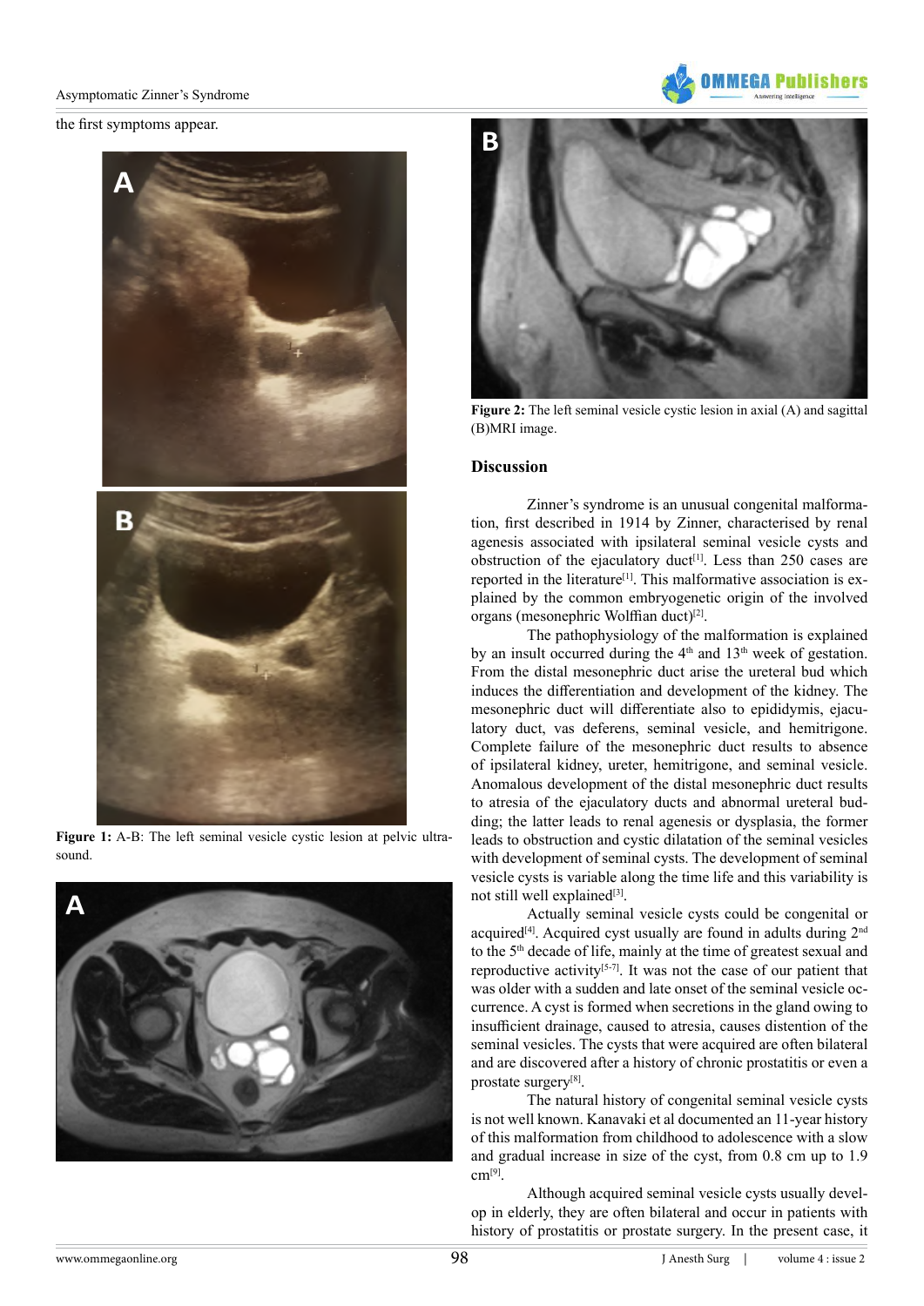the first symptoms appear.

**Figure 1:** A-B: The left seminal vesicle cystic lesion at pelvic ultrasound.

**Figure 2:** The left seminal vesicle cystic lesion in axial (A) and sagittal (B)MRI image.

## Discussion

Zinner's syndrome is an unusual congenital malformation, first described in 1914 by Zinner, characterised by renal agenesis associated with ipsilateral seminal vesicle cysts and obstruction of the ejaculatory duct[1]. Less than 250 cases are reported in the literature[1]. This malformative association is explained by the common embryogenetic origin of the involved organs (mesonephric Wolffian duct)[2].

The pathophysiology of the malformation is explained by an insult occurred during the 4th and 13th week of gestation. From the distal mesonephric duct arise the ureteral bud which induces the differentiation and development of the kidney. The mesonephric duct will differentiate also to epididymis, ejaculatory duct, vas deferens, seminal vesicle, and hemitrigone. Complete failure of the mesonephric duct results to absence of ipsilateral kidney, ureter, hemitrigone, and seminal vesicle. Anomalous development of the distal mesonephric duct results to atresia of the ejaculatory ducts and abnormal ureteral budding; the latter leads to renal agenesis or dysplasia, the former leads to obstruction and cystic dilatation of the seminal vesicles with development of seminal cysts. The development of seminal vesicle cysts is variable along the time life and this variability is not still well explained[3].

Actually seminal vesicle cysts could be congenital or acquired[4]. Acquired cyst usually are found in adults during 2nd to the 5th decade of life, mainly at the time of greatest sexual and reproductive activity[5-7]. It was not the case of our patient that was older with a sudden and late onset of the seminal vesicle occurrence. A cyst is formed when secretions in the gland owing to insufficient drainage, caused to atresia, causes distention of the seminal vesicles. The cysts that were acquired are often bilateral and are discovered after a history of chronic prostatitis or even a prostate surgery[8].

The natural history of congenital seminal vesicle cysts is not well known. Kanavaki et al documented an 11-year history of this malformation from childhood to adolescence with a slow and gradual increase in size of the cyst, from 0.8 cm up to 1.9 cm[9].

Although acquired seminal vesicle cysts usually develop in elderly, they are often bilateral and occur in patients with history of prostatitis or prostate surgery. In the present case, it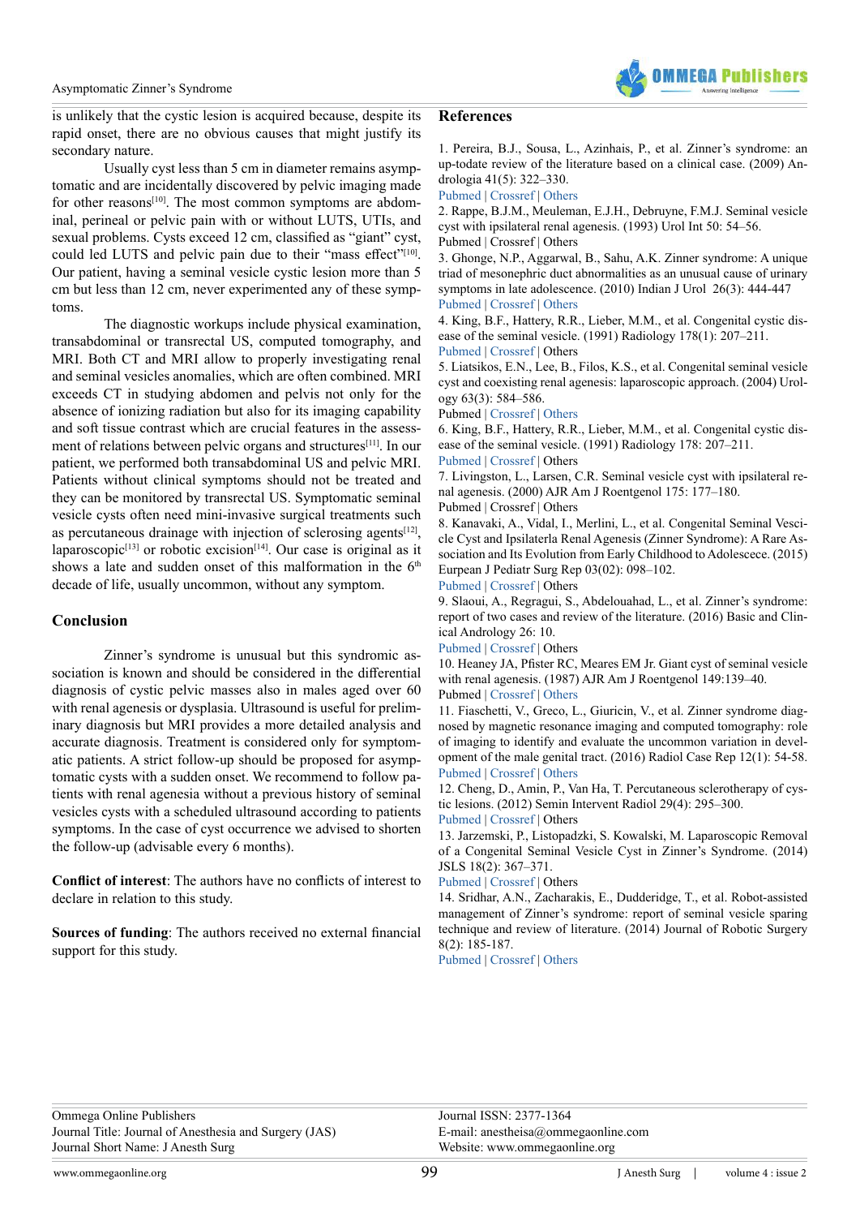is unlikely that the cystic lesion is acquired because, despite its rapid onset, there are no obvious causes that might justify its secondary nature.

Usually cyst less than 5 cm in diameter remains asymptomatic and are incidentally discovered by pelvic imaging made for other reasons[10]. The most common symptoms are abdominal, perineal or pelvic pain with or without LUTS, UTIs, and sexual problems. Cysts exceed 12 cm, classified as "giant" cyst, could led LUTS and pelvic pain due to their "mass effect"[10]. Our patient, having a seminal vesicle cystic lesion more than 5 cm but less than 12 cm, never experimented any of these symptoms.

The diagnostic workups include physical examination, transabdominal or transrectal US, computed tomography, and MRI. Both CT and MRI allow to properly investigating renal and seminal vesicles anomalies, which are often combined. MRI exceeds CT in studying abdomen and pelvis not only for the absence of ionizing radiation but also for its imaging capability and soft tissue contrast which are crucial features in the assessment of relations between pelvic organs and structures[11]. In our patient, we performed both transabdominal US and pelvic MRI. Patients without clinical symptoms should not be treated and they can be monitored by transrectal US. Symptomatic seminal vesicle cysts often need mini-invasive surgical treatments such as percutaneous drainage with injection of sclerosing agents[12], laparoscopic[13] or robotic excision[14]. Our case is original as it shows a late and sudden onset of this malformation in the 6th decade of life, usually uncommon, without any symptom.

## Conclusion

Zinner's syndrome is unusual but this syndromic association is known and should be considered in the differential diagnosis of cystic pelvic masses also in males aged over 60 with renal agenesis or dysplasia. Ultrasound is useful for preliminary diagnosis but MRI provides a more detailed analysis and accurate diagnosis. Treatment is considered only for symptomatic patients. A strict follow-up should be proposed for asymptomatic cysts with a sudden onset. We recommend to follow patients with renal agenesia without a previous history of seminal vesicles cysts with a scheduled ultrasound according to patients symptoms. In the case of cyst occurrence we advised to shorten the follow-up (advisable every 6 months).

**Conflict of interest**: The authors have no conflicts of interest to declare in relation to this study.

**Sources of funding**: The authors received no external financial support for this study.

## References

1. Pereira, B.J., Sousa, L., Azinhais, P., et al. Zinner's syndrome: an up-todate review of the literature based on a clinical case. (2009) Andrologia 41(5): 322–330.
Pubmed | Crossref | Others

2. Rappe, B.J.M., Meuleman, E.J.H., Debruyne, F.M.J. Seminal vesicle cyst with ipsilateral renal agenesis. (1993) Urol Int 50: 54–56.
Pubmed | Crossref | Others

3. Ghonge, N.P., Aggarwal, B., Sahu, A.K. Zinner syndrome: A unique triad of mesonephric duct abnormalities as an unusual cause of urinary symptoms in late adolescence. (2010) Indian J Urol 26(3): 444-447
Pubmed | Crossref | Others

4. King, B.F., Hattery, R.R., Lieber, M.M., et al. Congenital cystic disease of the seminal vesicle. (1991) Radiology 178(1): 207–211.
Pubmed | Crossref | Others

5. Liatsikos, E.N., Lee, B., Filos, K.S., et al. Congenital seminal vesicle cyst and coexisting renal agenesis: laparoscopic approach. (2004) Urology 63(3): 584–586.
Pubmed | Crossref | Others

6. King, B.F., Hattery, R.R., Lieber, M.M., et al. Congenital cystic disease of the seminal vesicle. (1991) Radiology 178: 207–211.
Pubmed | Crossref | Others

7. Livingston, L., Larsen, C.R. Seminal vesicle cyst with ipsilateral renal agenesis. (2000) AJR Am J Roentgenol 175: 177–180.
Pubmed | Crossref | Others

8. Kanavaki, A., Vidal, I., Merlini, L., et al. Congenital Seminal Vesicle Cyst and Ipsilaterla Renal Agenesis (Zinner Syndrome): A Rare Association and Its Evolution from Early Childhood to Adolescece. (2015) Eurpean J Pediatr Surg Rep 03(02): 098–102.
Pubmed | Crossref | Others

9. Slaoui, A., Regragui, S., Abdelouahad, L., et al. Zinner's syndrome: report of two cases and review of the literature. (2016) Basic and Clinical Andrology 26: 10.
Pubmed | Crossref | Others

10. Heaney JA, Pfister RC, Meares EM Jr. Giant cyst of seminal vesicle with renal agenesis. (1987) AJR Am J Roentgenol 149:139–40.
Pubmed | Crossref | Others

11. Fiaschetti, V., Greco, L., Giuricin, V., et al. Zinner syndrome diagnosed by magnetic resonance imaging and computed tomography: role of imaging to identify and evaluate the uncommon variation in development of the male genital tract. (2016) Radiol Case Rep 12(1): 54-58.
Pubmed | Crossref | Others

12. Cheng, D., Amin, P., Van Ha, T. Percutaneous sclerotherapy of cystic lesions. (2012) Semin Intervent Radiol 29(4): 295–300.
Pubmed | Crossref | Others

13. Jarzemski, P., Listopadzki, S. Kowalski, M. Laparoscopic Removal of a Congenital Seminal Vesicle Cyst in Zinner's Syndrome. (2014) JSLS 18(2): 367–371.
Pubmed | Crossref | Others

14. Sridhar, A.N., Zacharakis, E., Dudderidge, T., et al. Robot-assisted management of Zinner's syndrome: report of seminal vesicle sparing technique and review of literature. (2014) Journal of Robotic Surgery 8(2): 185-187.
Pubmed | Crossref | Others